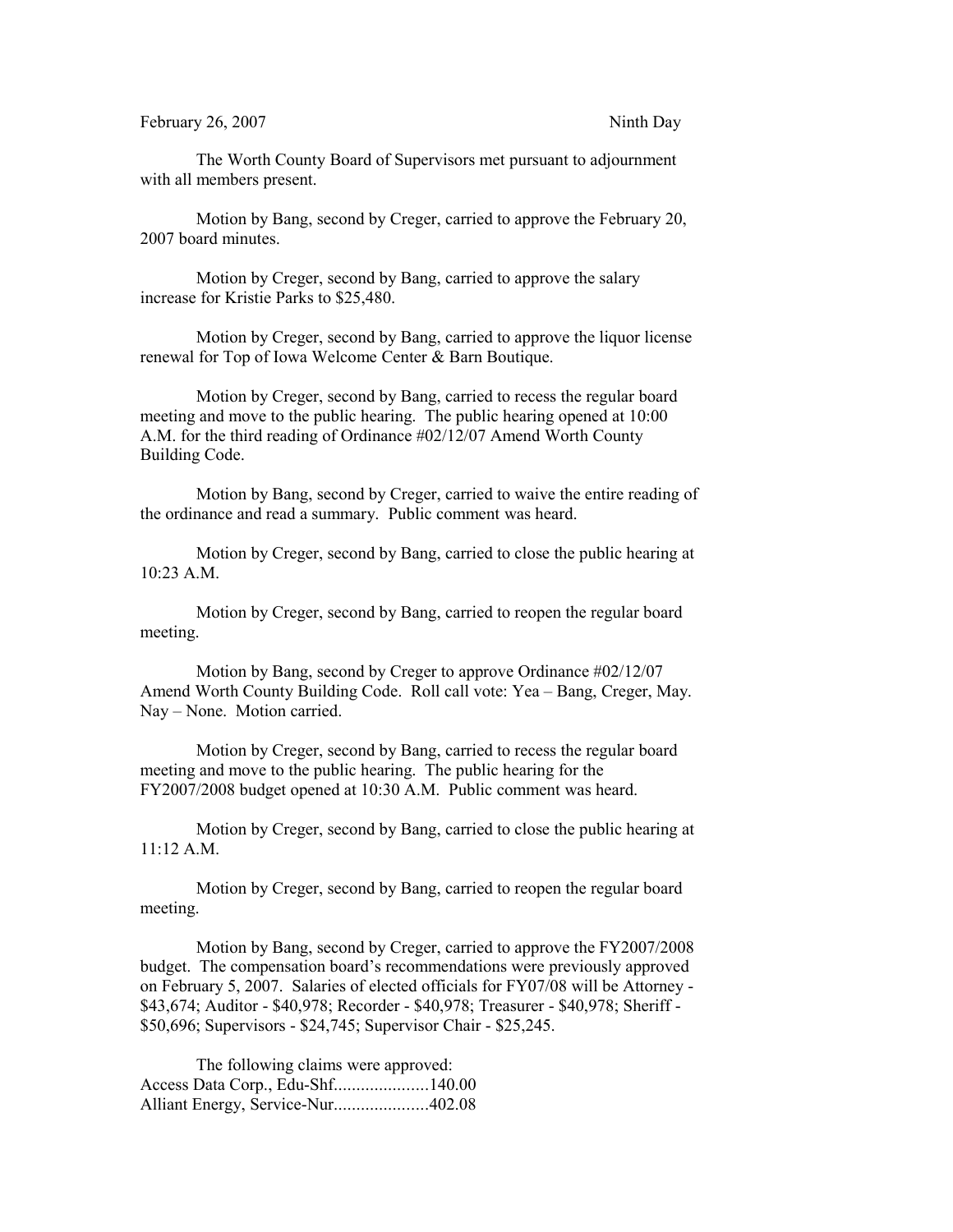February 26, 2007 Ninth Day

The Worth County Board of Supervisors met pursuant to adjournment with all members present.

Motion by Bang, second by Creger, carried to approve the February 20, 2007 board minutes.

Motion by Creger, second by Bang, carried to approve the salary increase for Kristie Parks to $25,480.

Motion by Creger, second by Bang, carried to approve the liquor license renewal for Top of Iowa Welcome Center & Barn Boutique.

Motion by Creger, second by Bang, carried to recess the regular board meeting and move to the public hearing. The public hearing opened at 10:00 A.M. for the third reading of Ordinance #02/12/07 Amend Worth County Building Code.

Motion by Bang, second by Creger, carried to waive the entire reading of the ordinance and read a summary. Public comment was heard.

Motion by Creger, second by Bang, carried to close the public hearing at 10:23 A.M.

Motion by Creger, second by Bang, carried to reopen the regular board meeting.

Motion by Bang, second by Creger to approve Ordinance #02/12/07 Amend Worth County Building Code. Roll call vote: Yea – Bang, Creger, May. Nay – None. Motion carried.

Motion by Creger, second by Bang, carried to recess the regular board meeting and move to the public hearing. The public hearing for the FY2007/2008 budget opened at 10:30 A.M. Public comment was heard.

Motion by Creger, second by Bang, carried to close the public hearing at 11:12 A.M.

Motion by Creger, second by Bang, carried to reopen the regular board meeting.

Motion by Bang, second by Creger, carried to approve the FY2007/2008 budget. The compensation board's recommendations were previously approved on February 5, 2007. Salaries of elected officials for FY07/08 will be Attorney - $43,674; Auditor - $40,978; Recorder - $40,978; Treasurer - $40,978; Sheriff - $50,696; Supervisors - $24,745; Supervisor Chair - $25,245.

The following claims were approved:
Access Data Corp., Edu-Shf.....................140.00
Alliant Energy, Service-Nur.....................402.08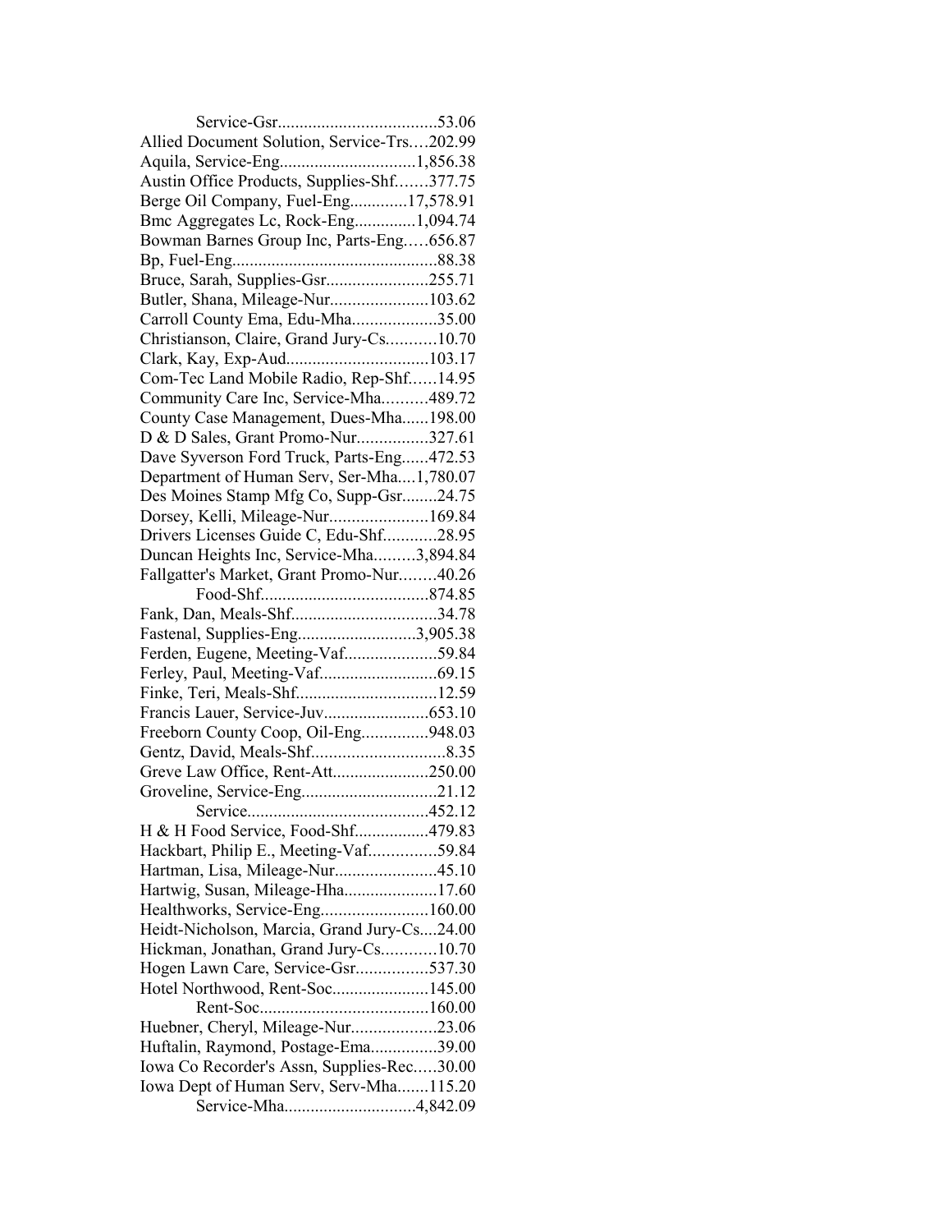Service-Gsr....................................53.06
Allied Document Solution, Service-Trs....202.99
Aquila, Service-Eng...............................1,856.38
Austin Office Products, Supplies-Shf.......377.75
Berge Oil Company, Fuel-Eng.............17,578.91
Bmc Aggregates Lc, Rock-Eng..............1,094.74
Bowman Barnes Group Inc, Parts-Eng.....656.87
Bp, Fuel-Eng..............................................88.38
Bruce, Sarah, Supplies-Gsr.......................255.71
Butler, Shana, Mileage-Nur......................103.62
Carroll County Ema, Edu-Mha...................35.00
Christianson, Claire, Grand Jury-Cs...........10.70
Clark, Kay, Exp-Aud................................103.17
Com-Tec Land Mobile Radio, Rep-Shf......14.95
Community Care Inc, Service-Mha..........489.72
County Case Management, Dues-Mha......198.00
D & D Sales, Grant Promo-Nur................327.61
Dave Syverson Ford Truck, Parts-Eng......472.53
Department of Human Serv, Ser-Mha....1,780.07
Des Moines Stamp Mfg Co, Supp-Gsr........24.75
Dorsey, Kelli, Mileage-Nur......................169.84
Drivers Licenses Guide C, Edu-Shf............28.95
Duncan Heights Inc, Service-Mha.........3,894.84
Fallgatter's Market, Grant Promo-Nur........40.26
Food-Shf......................................874.85
Fank, Dan, Meals-Shf.................................34.78
Fastenal, Supplies-Eng...........................3,905.38
Ferden, Eugene, Meeting-Vaf.....................59.84
Ferley, Paul, Meeting-Vaf...........................69.15
Finke, Teri, Meals-Shf................................12.59
Francis Lauer, Service-Juv........................653.10
Freeborn County Coop, Oil-Eng...............948.03
Gentz, David, Meals-Shf..............................8.35
Greve Law Office, Rent-Att......................250.00
Groveline, Service-Eng..............................21.12
Service.........................................452.12
H & H Food Service, Food-Shf.................479.83
Hackbart, Philip E., Meeting-Vaf...............59.84
Hartman, Lisa, Mileage-Nur.......................45.10
Hartwig, Susan, Mileage-Hha.....................17.60
Healthworks, Service-Eng........................160.00
Heidt-Nicholson, Marcia, Grand Jury-Cs....24.00
Hickman, Jonathan, Grand Jury-Cs............10.70
Hogen Lawn Care, Service-Gsr................537.30
Hotel Northwood, Rent-Soc......................145.00
Rent-Soc......................................160.00
Huebner, Cheryl, Mileage-Nur...................23.06
Huftalin, Raymond, Postage-Ema...............39.00
Iowa Co Recorder's Assn, Supplies-Rec.....30.00
Iowa Dept of Human Serv, Serv-Mha.......115.20
Service-Mha.............................4,842.09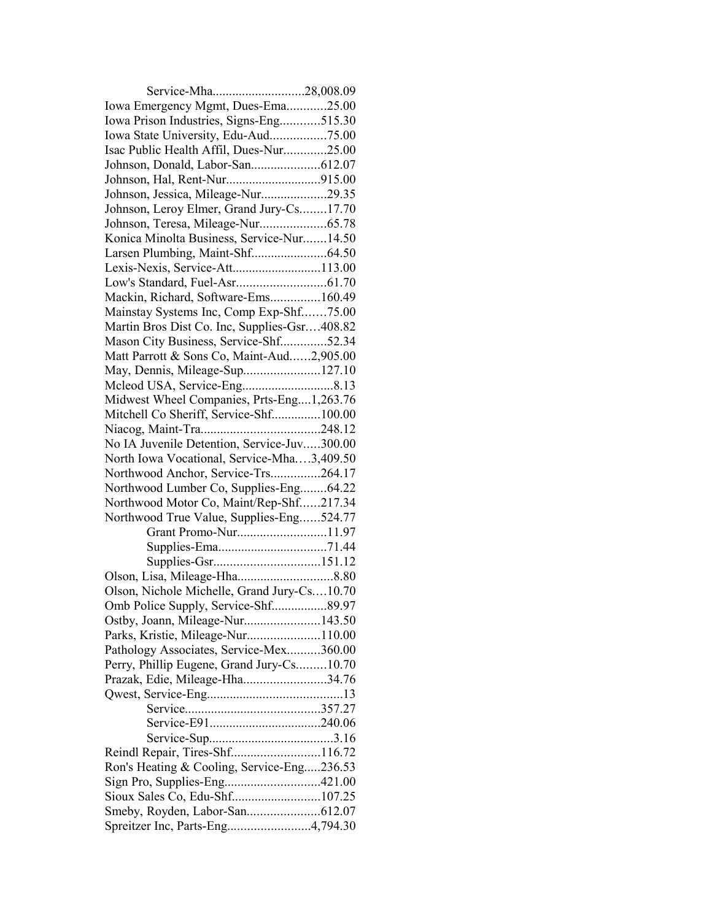Service-Mha............................28,008.09
Iowa Emergency Mgmt, Dues-Ema............25.00
Iowa Prison Industries, Signs-Eng............515.30
Iowa State University, Edu-Aud.................75.00
Isac Public Health Affil, Dues-Nur.............25.00
Johnson, Donald, Labor-San.....................612.07
Johnson, Hal, Rent-Nur.............................915.00
Johnson, Jessica, Mileage-Nur....................29.35
Johnson, Leroy Elmer, Grand Jury-Cs........17.70
Johnson, Teresa, Mileage-Nur....................65.78
Konica Minolta Business, Service-Nur.......14.50
Larsen Plumbing, Maint-Shf.......................64.50
Lexis-Nexis, Service-Att...........................113.00
Low's Standard, Fuel-Asr...........................61.70
Mackin, Richard, Software-Ems...............160.49
Mainstay Systems Inc, Comp Exp-Shf.......75.00
Martin Bros Dist Co. Inc, Supplies-Gsr....408.82
Mason City Business, Service-Shf.............52.34
Matt Parrott & Sons Co, Maint-Aud......2,905.00
May, Dennis, Mileage-Sup.......................127.10
Mcleod USA, Service-Eng............................8.13
Midwest Wheel Companies, Prts-Eng....1,263.76
Mitchell Co Sheriff, Service-Shf...............100.00
Niacog, Maint-Tra....................................248.12
No IA Juvenile Detention, Service-Juv.....300.00
North Iowa Vocational, Service-Mha....3,409.50
Northwood Anchor, Service-Trs...............264.17
Northwood Lumber Co, Supplies-Eng........64.22
Northwood Motor Co, Maint/Rep-Shf......217.34
Northwood True Value, Supplies-Eng......524.77
Grant Promo-Nur...........................11.97
Supplies-Ema.................................71.44
Supplies-Gsr................................151.12
Olson, Lisa, Mileage-Hha.............................8.80
Olson, Nichole Michelle, Grand Jury-Cs....10.70
Omb Police Supply, Service-Shf................89.97
Ostby, Joann, Mileage-Nur.......................143.50
Parks, Kristie, Mileage-Nur......................110.00
Pathology Associates, Service-Mex..........360.00
Perry, Phillip Eugene, Grand Jury-Cs.........10.70
Prazak, Edie, Mileage-Hha.........................34.76
Qwest, Service-Eng.........................................13
Service.........................................357.27
Service-E91..................................240.06
Service-Sup......................................3.16
Reindl Repair, Tires-Shf...........................116.72
Ron's Heating & Cooling, Service-Eng.....236.53
Sign Pro, Supplies-Eng............................421.00
Sioux Sales Co, Edu-Shf...........................107.25
Smeby, Royden, Labor-San......................612.07
Spreitzer Inc, Parts-Eng.........................4,794.30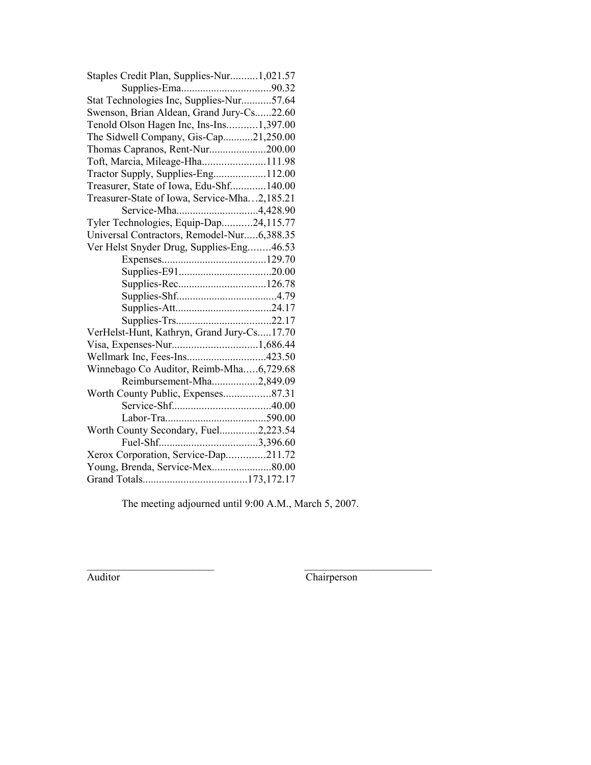Staples Credit Plan, Supplies-Nur..........1,021.57
Supplies-Ema.................................90.32
Stat Technologies Inc, Supplies-Nur...........57.64
Swenson, Brian Aldean, Grand Jury-Cs......22.60
Tenold Olson Hagen Inc, Ins-Ins...........1,397.00
The Sidwell Company, Gis-Cap...........21,250.00
Thomas Capranos, Rent-Nur.....................200.00
Toft, Marcia, Mileage-Hha.......................111.98
Tractor Supply, Supplies-Eng...................112.00
Treasurer, State of Iowa, Edu-Shf.............140.00
Treasurer-State of Iowa, Service-Mha…2,185.21
Service-Mha.............................4,428.90
Tyler Technologies, Equip-Dap...........24,115.77
Universal Contractors, Remodel-Nur.....6,388.35
Ver Helst Snyder Drug, Supplies-Eng........46.53
Expenses......................................129.70
Supplies-E91..................................20.00
Supplies-Rec................................126.78
Supplies-Shf.....................................4.79
Supplies-Att...................................24.17
Supplies-Trs...................................22.17
VerHelst-Hunt, Kathryn, Grand Jury-Cs.....17.70
Visa, Expenses-Nur...............................1,686.44
Wellmark Inc, Fees-Ins............................423.50
Winnebago Co Auditor, Reimb-Mha.....6,729.68
Reimbursement-Mha.................2,849.09
Worth County Public, Expenses.................87.31
Service-Shf....................................40.00
Labor-Tra.....................................590.00
Worth County Secondary, Fuel..............2,223.54
Fuel-Shf....................................3,396.60
Xerox Corporation, Service-Dap..............211.72
Young, Brenda, Service-Mex......................80.00
Grand Totals......................................173,172.17

The meeting adjourned until 9:00 A.M., March 5, 2007.

________________________ ________________________
Auditor Chairperson